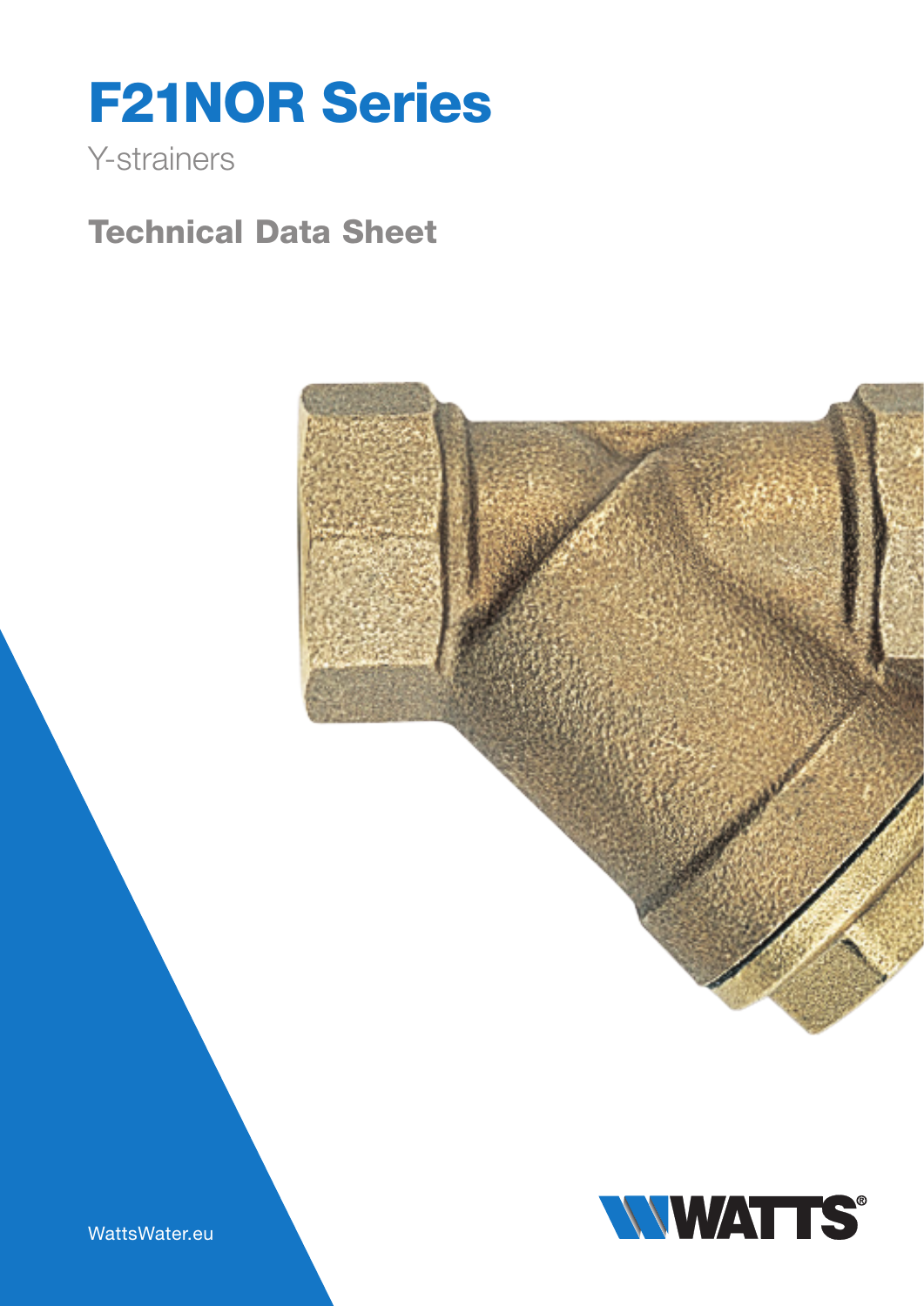# F21NOR Series

Y-strainers

## Technical Data Sheet

WattsWater.eu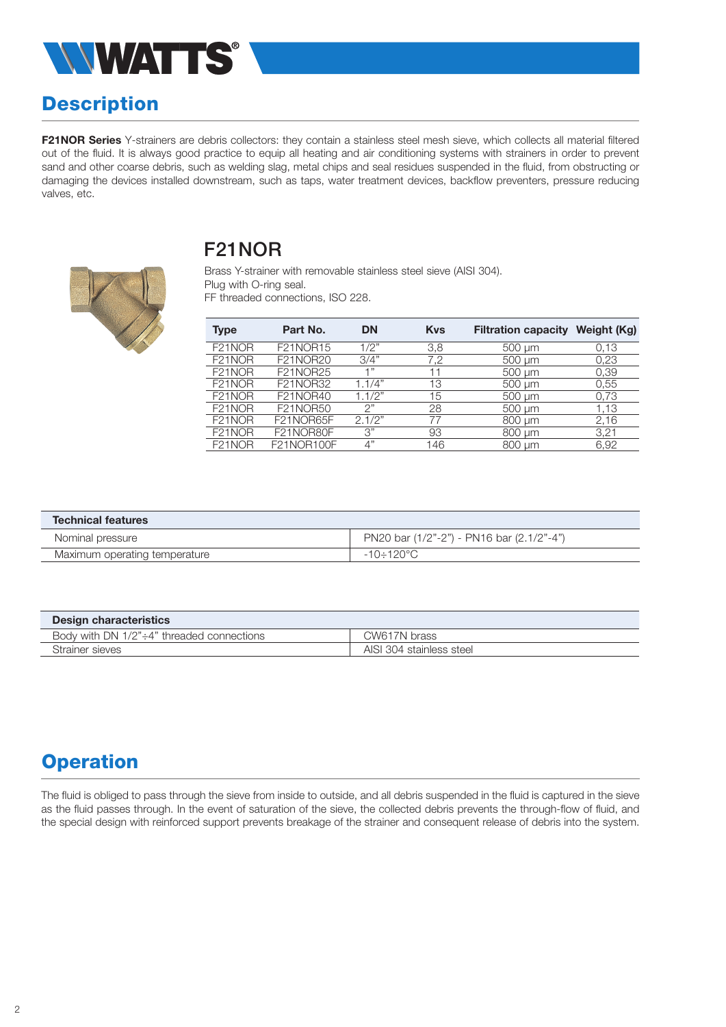## Description

**F21NOR Series** Y-strainers are debris collectors: they contain a stainless steel mesh sieve, which collects all material filtered out of the fluid. It is always good practice to equip all heating and air conditioning systems with strainers in order to prevent sand and other coarse debris, such as welding slag, metal chips and seal residues suspended in the fluid, from obstructing or damaging the devices installed downstream, such as taps, water treatment devices, backflow preventers, pressure reducing valves, etc.

### F21NOR

Brass Y-strainer with removable stainless steel sieve (AISI 304).
Plug with O-ring seal.
FF threaded connections, ISO 228.

| Type | Part No. | DN | Kvs | Filtration capacity | Weight (Kg) |
|---|---|---|---|---|---|
| F21NOR | F21NOR15 | 1/2" | 3,8 | 500 µm | 0,13 |
| F21NOR | F21NOR20 | 3/4" | 7,2 | 500 µm | 0,23 |
| F21NOR | F21NOR25 | 1" | 11 | 500 µm | 0,39 |
| F21NOR | F21NOR32 | 1.1/4" | 13 | 500 µm | 0,55 |
| F21NOR | F21NOR40 | 1.1/2" | 15 | 500 µm | 0,73 |
| F21NOR | F21NOR50 | 2" | 28 | 500 µm | 1,13 |
| F21NOR | F21NOR65F | 2.1/2" | 77 | 800 µm | 2,16 |
| F21NOR | F21NOR80F | 3" | 93 | 800 µm | 3,21 |
| F21NOR | F21NOR100F | 4" | 146 | 800 µm | 6,92 |

| Technical features | |
|---|---|
| Nominal pressure | PN20 bar (1/2"-2") - PN16 bar (2.1/2"-4") |
| Maximum operating temperature | -10÷120°C |

| Design characteristics | |
|---|---|
| Body with DN 1/2"÷4" threaded connections | CW617N brass |
| Strainer sieves | AISI 304 stainless steel |

## Operation

The fluid is obliged to pass through the sieve from inside to outside, and all debris suspended in the fluid is captured in the sieve as the fluid passes through. In the event of saturation of the sieve, the collected debris prevents the through-flow of fluid, and the special design with reinforced support prevents breakage of the strainer and consequent release of debris into the system.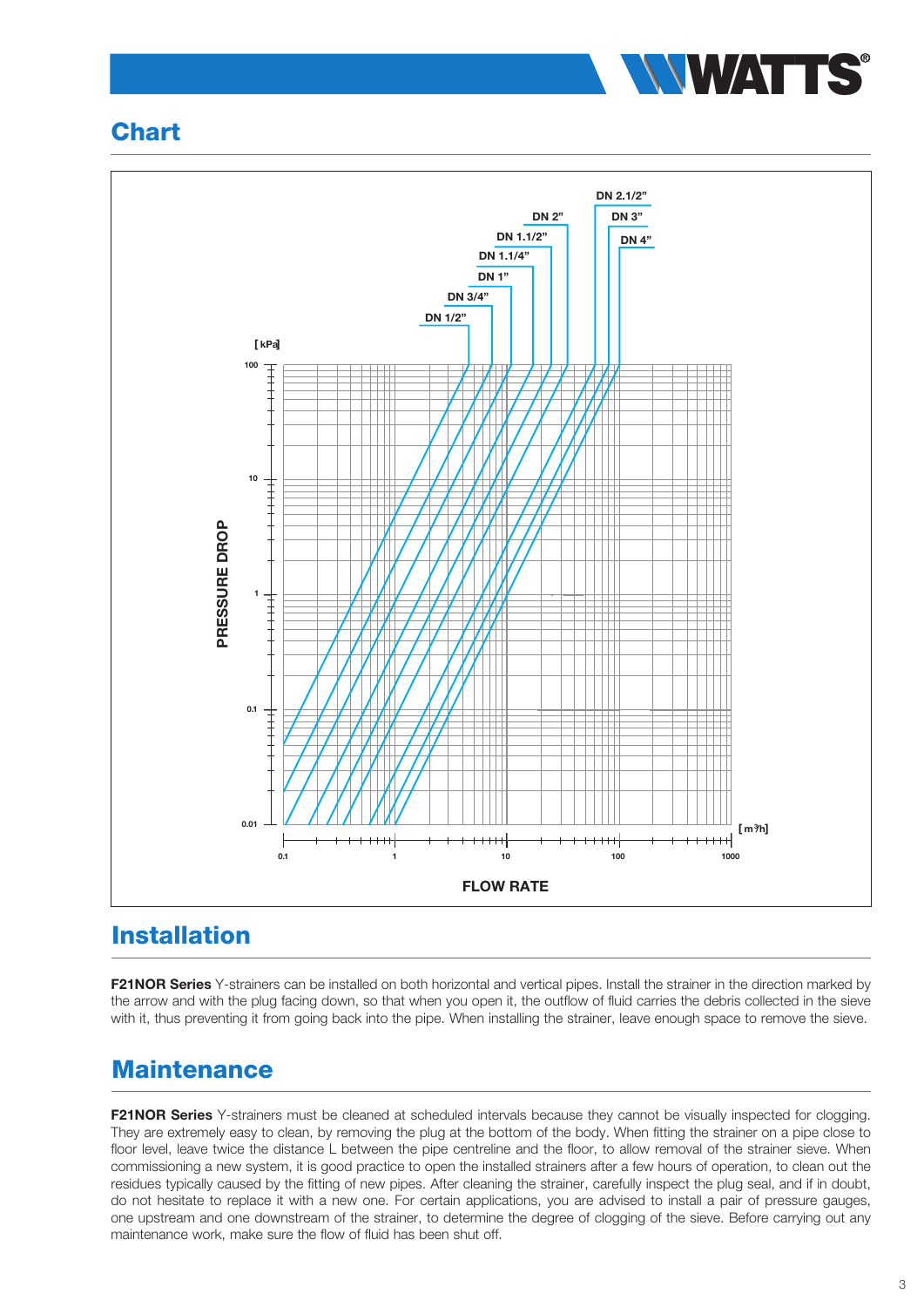## Chart

PRESSURE DROP [kPa]

DN 1/2" · DN 3/4" · DN 1" · DN 1.1/4" · DN 1.1/2" · DN 2" · DN 2.1/2" · DN 3" · DN 4"

100 · 10 · 1 · 0.1 · 0.01

0.1 · 1 · 10 · 100 · 1000 [m³/h]

FLOW RATE

## Installation

**F21NOR Series** Y-strainers can be installed on both horizontal and vertical pipes. Install the strainer in the direction marked by the arrow and with the plug facing down, so that when you open it, the outflow of fluid carries the debris collected in the sieve with it, thus preventing it from going back into the pipe. When installing the strainer, leave enough space to remove the sieve.

## Maintenance

**F21NOR Series** Y-strainers must be cleaned at scheduled intervals because they cannot be visually inspected for clogging. They are extremely easy to clean, by removing the plug at the bottom of the body. When fitting the strainer on a pipe close to floor level, leave twice the distance L between the pipe centreline and the floor, to allow removal of the strainer sieve. When commissioning a new system, it is good practice to open the installed strainers after a few hours of operation, to clean out the residues typically caused by the fitting of new pipes. After cleaning the strainer, carefully inspect the plug seal, and if in doubt, do not hesitate to replace it with a new one. For certain applications, you are advised to install a pair of pressure gauges, one upstream and one downstream of the strainer, to determine the degree of clogging of the sieve. Before carrying out any maintenance work, make sure the flow of fluid has been shut off.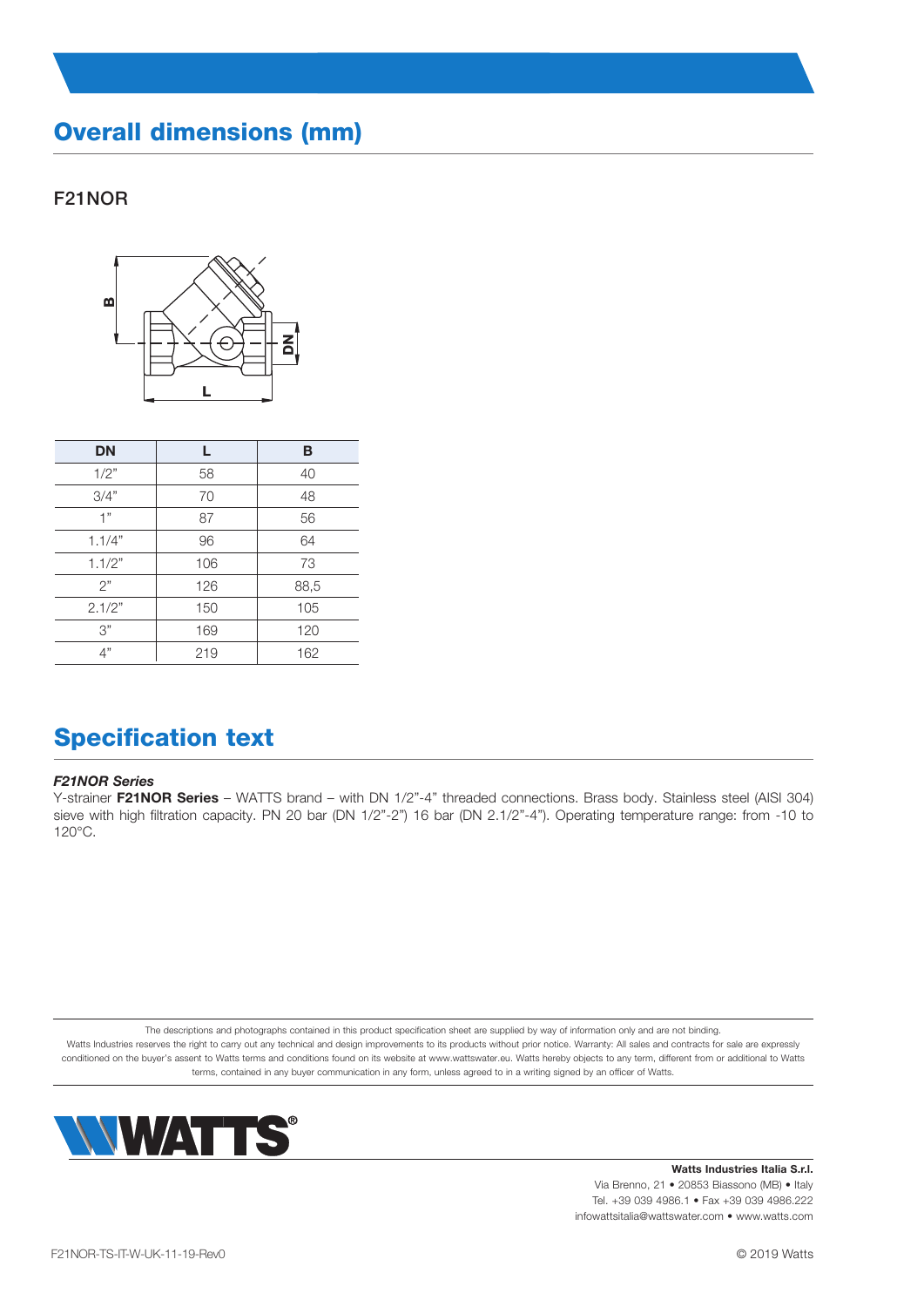## Overall dimensions (mm)

### F21NOR

B

DN

L

| DN | L | B |
|---|---|---|
| 1/2" | 58 | 40 |
| 3/4" | 70 | 48 |
| 1" | 87 | 56 |
| 1.1/4" | 96 | 64 |
| 1.1/2" | 106 | 73 |
| 2" | 126 | 88,5 |
| 2.1/2" | 150 | 105 |
| 3" | 169 | 120 |
| 4" | 219 | 162 |

## Specification text

***F21NOR Series***

Y-strainer **F21NOR Series** – WATTS brand – with DN 1/2"-4" threaded connections. Brass body. Stainless steel (AISI 304) sieve with high filtration capacity. PN 20 bar (DN 1/2"-2") 16 bar (DN 2.1/2"-4"). Operating temperature range: from -10 to 120°C.

The descriptions and photographs contained in this product specification sheet are supplied by way of information only and are not binding. Watts Industries reserves the right to carry out any technical and design improvements to its products without prior notice. Warranty: All sales and contracts for sale are expressly conditioned on the buyer's assent to Watts terms and conditions found on its website at www.wattswater.eu. Watts hereby objects to any term, different from or additional to Watts terms, contained in any buyer communication in any form, unless agreed to in a writing signed by an officer of Watts.

WATTS®

**Watts Industries Italia S.r.l.**
Via Brenno, 21 • 20853 Biassono (MB) • Italy
Tel. +39 039 4986.1 • Fax +39 039 4986.222
infowattsitalia@wattswater.com • www.watts.com

F21NOR-TS-IT-W-UK-11-19-Rev0

© 2019 Watts